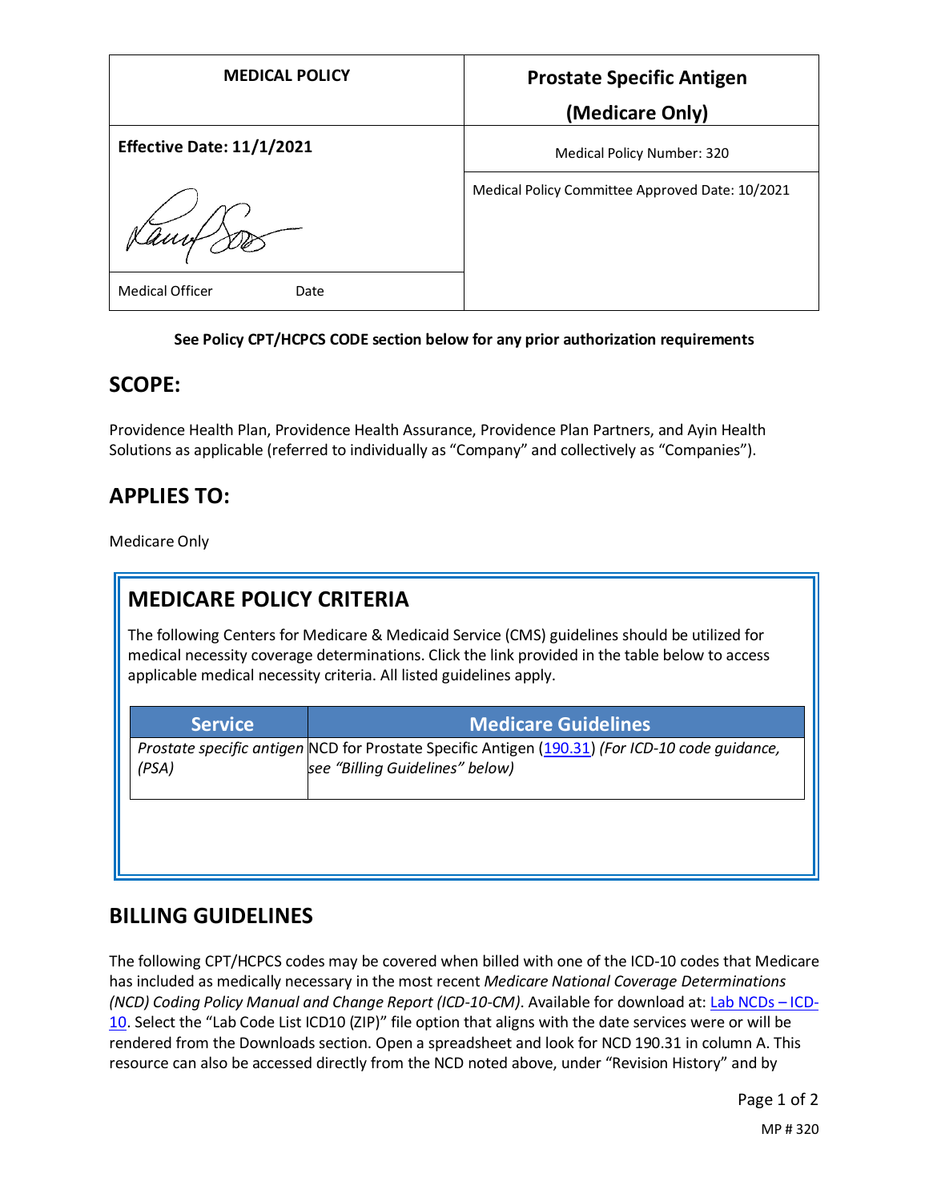| MEDICAL POLICY | Prostate Specific Antigen (Medicare Only) |
|---|---|
| **Effective Date: 11/1/2021** | Medical Policy Number: 320 |
| Medical Officer Date | Medical Policy Committee Approved Date: 10/2021 |

**See Policy CPT/HCPCS CODE section below for any prior authorization requirements**

## SCOPE:

Providence Health Plan, Providence Health Assurance, Providence Plan Partners, and Ayin Health Solutions as applicable (referred to individually as "Company" and collectively as "Companies").

## APPLIES TO:

Medicare Only

## MEDICARE POLICY CRITERIA

The following Centers for Medicare & Medicaid Service (CMS) guidelines should be utilized for medical necessity coverage determinations. Click the link provided in the table below to access applicable medical necessity criteria. All listed guidelines apply.

| Service | Medicare Guidelines |
|---|---|
| *Prostate specific antigen (PSA)* | NCD for Prostate Specific Antigen (190.31) *(For ICD-10 code guidance, see "Billing Guidelines" below)* |

## BILLING GUIDELINES

The following CPT/HCPCS codes may be covered when billed with one of the ICD-10 codes that Medicare has included as medically necessary in the most recent *Medicare National Coverage Determinations (NCD) Coding Policy Manual and Change Report (ICD-10-CM)*. Available for download at: Lab NCDs – ICD-10. Select the "Lab Code List ICD10 (ZIP)" file option that aligns with the date services were or will be rendered from the Downloads section. Open a spreadsheet and look for NCD 190.31 in column A. This resource can also be accessed directly from the NCD noted above, under "Revision History" and by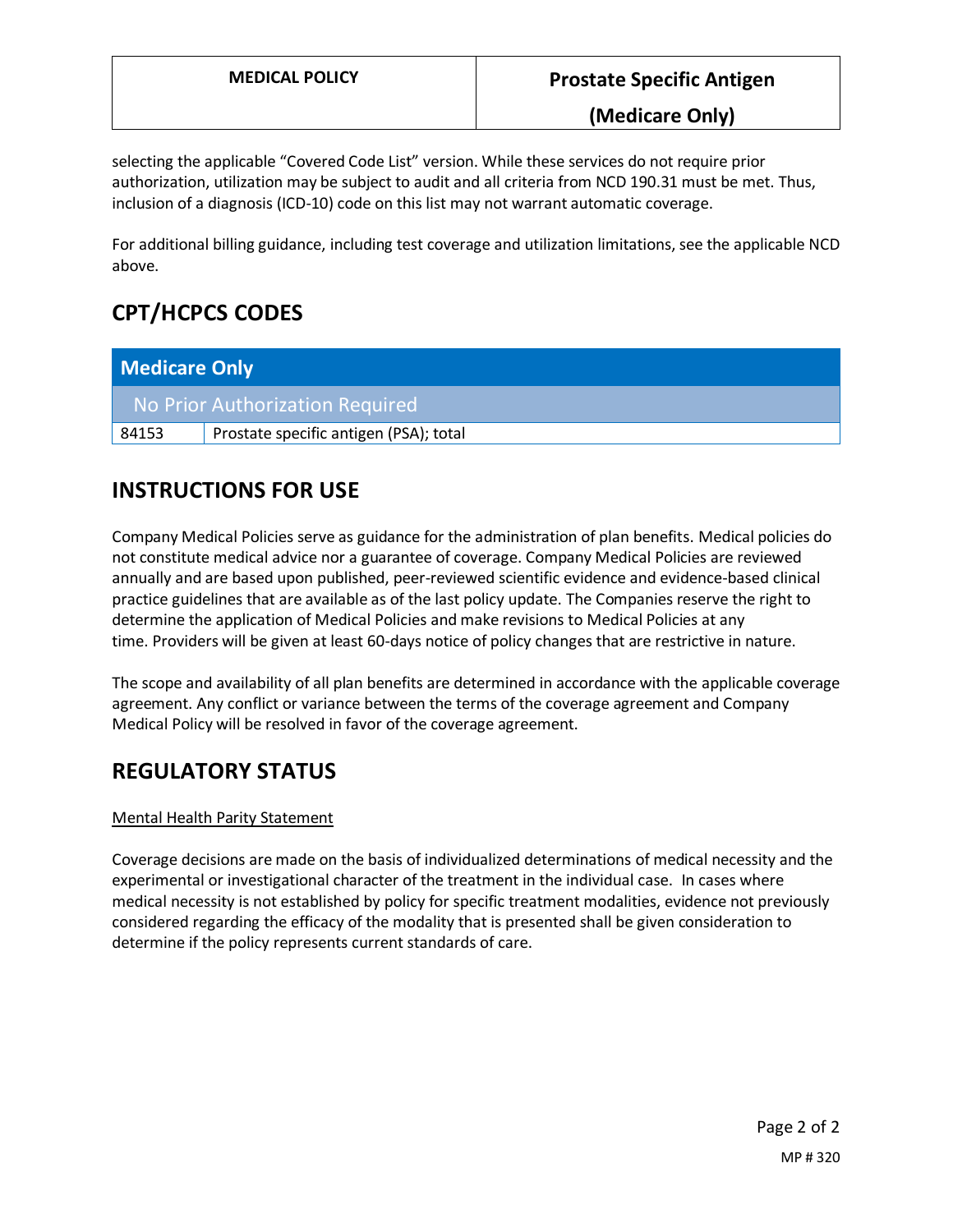selecting the applicable "Covered Code List" version. While these services do not require prior authorization, utilization may be subject to audit and all criteria from NCD 190.31 must be met. Thus, inclusion of a diagnosis (ICD-10) code on this list may not warrant automatic coverage.

For additional billing guidance, including test coverage and utilization limitations, see the applicable NCD above.

## CPT/HCPCS CODES

| Medicare Only | |
|---|---|
| No Prior Authorization Required | |
| 84153 | Prostate specific antigen (PSA); total |

## INSTRUCTIONS FOR USE

Company Medical Policies serve as guidance for the administration of plan benefits. Medical policies do not constitute medical advice nor a guarantee of coverage. Company Medical Policies are reviewed annually and are based upon published, peer-reviewed scientific evidence and evidence-based clinical practice guidelines that are available as of the last policy update. The Companies reserve the right to determine the application of Medical Policies and make revisions to Medical Policies at any time. Providers will be given at least 60-days notice of policy changes that are restrictive in nature.

The scope and availability of all plan benefits are determined in accordance with the applicable coverage agreement. Any conflict or variance between the terms of the coverage agreement and Company Medical Policy will be resolved in favor of the coverage agreement.

## REGULATORY STATUS

Mental Health Parity Statement

Coverage decisions are made on the basis of individualized determinations of medical necessity and the experimental or investigational character of the treatment in the individual case. In cases where medical necessity is not established by policy for specific treatment modalities, evidence not previously considered regarding the efficacy of the modality that is presented shall be given consideration to determine if the policy represents current standards of care.